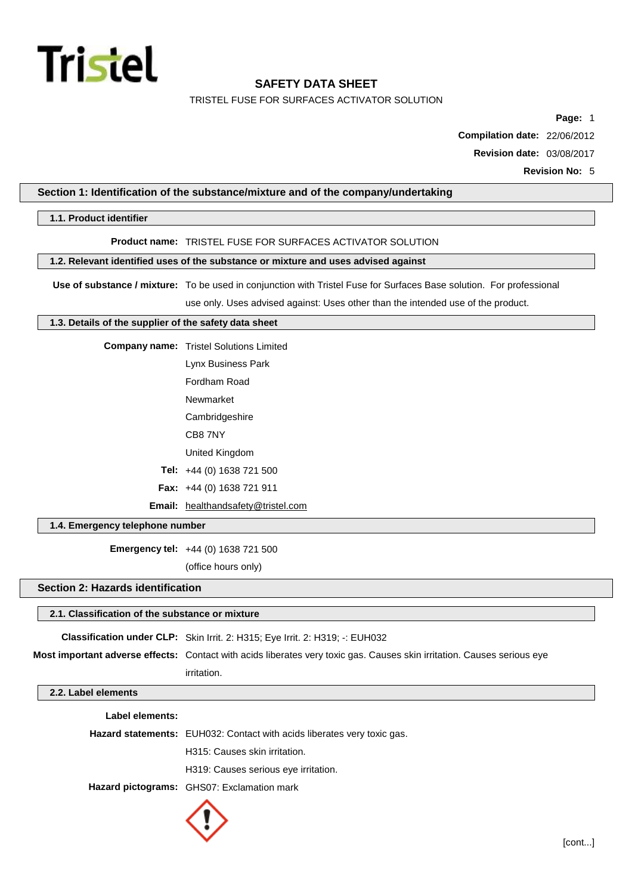# SAFETY DATA SHEET

TRISTEL FUSE FOR SURFACES ACTIVATOR SOLUTION

**Page:** 1

**Compilation date:** 22/06/2012

**Revision date:** 03/08/2017

**Revision No:** 5

## Section 1: Identification of the substance/mixture and of the company/undertaking

### 1.1. Product identifier

**Product name:** TRISTEL FUSE FOR SURFACES ACTIVATOR SOLUTION

### 1.2. Relevant identified uses of the substance or mixture and uses advised against

**Use of substance / mixture:** To be used in conjunction with Tristel Fuse for Surfaces Base solution. For professional use only. Uses advised against: Uses other than the intended use of the product.

### 1.3. Details of the supplier of the safety data sheet

**Company name:** Tristel Solutions Limited
Lynx Business Park
Fordham Road
Newmarket
Cambridgeshire
CB8 7NY
United Kingdom

**Tel:** +44 (0) 1638 721 500

**Fax:** +44 (0) 1638 721 911

**Email:** healthandsafety@tristel.com

### 1.4. Emergency telephone number

**Emergency tel:** +44 (0) 1638 721 500
(office hours only)

## Section 2: Hazards identification

### 2.1. Classification of the substance or mixture

**Classification under CLP:** Skin Irrit. 2: H315; Eye Irrit. 2: H319; -: EUH032

**Most important adverse effects:** Contact with acids liberates very toxic gas. Causes skin irritation. Causes serious eye irritation.

### 2.2. Label elements

**Label elements:**

**Hazard statements:** EUH032: Contact with acids liberates very toxic gas.
H315: Causes skin irritation.
H319: Causes serious eye irritation.

**Hazard pictograms:** GHS07: Exclamation mark

[cont...]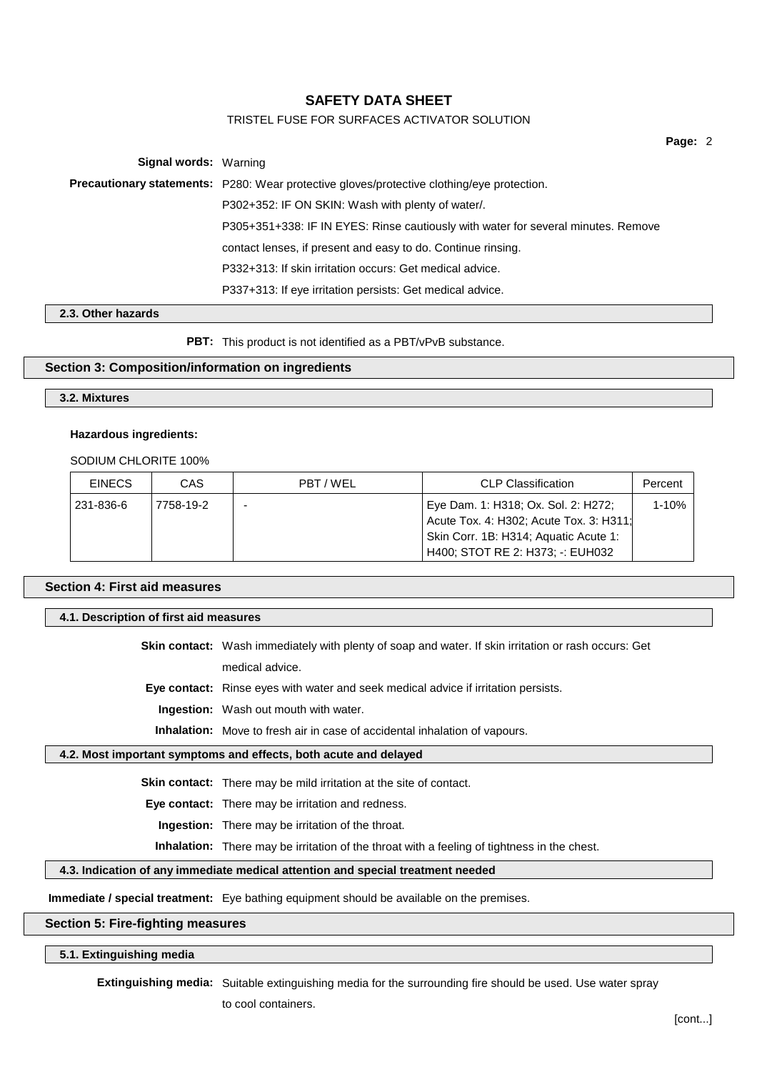**Signal words:** Warning

**Precautionary statements:** P280: Wear protective gloves/protective clothing/eye protection.

P302+352: IF ON SKIN: Wash with plenty of water/.

P305+351+338: IF IN EYES: Rinse cautiously with water for several minutes. Remove contact lenses, if present and easy to do. Continue rinsing.

P332+313: If skin irritation occurs: Get medical advice.

P337+313: If eye irritation persists: Get medical advice.

### 2.3. Other hazards

**PBT:** This product is not identified as a PBT/vPvB substance.

## Section 3: Composition/information on ingredients

### 3.2. Mixtures

**Hazardous ingredients:**

SODIUM CHLORITE 100%

| EINECS | CAS | PBT / WEL | CLP Classification | Percent |
|---|---|---|---|---|
| 231-836-6 | 7758-19-2 | - | Eye Dam. 1: H318; Ox. Sol. 2: H272; Acute Tox. 4: H302; Acute Tox. 3: H311; Skin Corr. 1B: H314; Aquatic Acute 1: H400; STOT RE 2: H373; -: EUH032 | 1-10% |

## Section 4: First aid measures

### 4.1. Description of first aid measures

**Skin contact:** Wash immediately with plenty of soap and water. If skin irritation or rash occurs: Get medical advice.

**Eye contact:** Rinse eyes with water and seek medical advice if irritation persists.

**Ingestion:** Wash out mouth with water.

**Inhalation:** Move to fresh air in case of accidental inhalation of vapours.

### 4.2. Most important symptoms and effects, both acute and delayed

**Skin contact:** There may be mild irritation at the site of contact.

**Eye contact:** There may be irritation and redness.

**Ingestion:** There may be irritation of the throat.

**Inhalation:** There may be irritation of the throat with a feeling of tightness in the chest.

### 4.3. Indication of any immediate medical attention and special treatment needed

**Immediate / special treatment:** Eye bathing equipment should be available on the premises.

## Section 5: Fire-fighting measures

### 5.1. Extinguishing media

**Extinguishing media:** Suitable extinguishing media for the surrounding fire should be used. Use water spray to cool containers.

[cont...]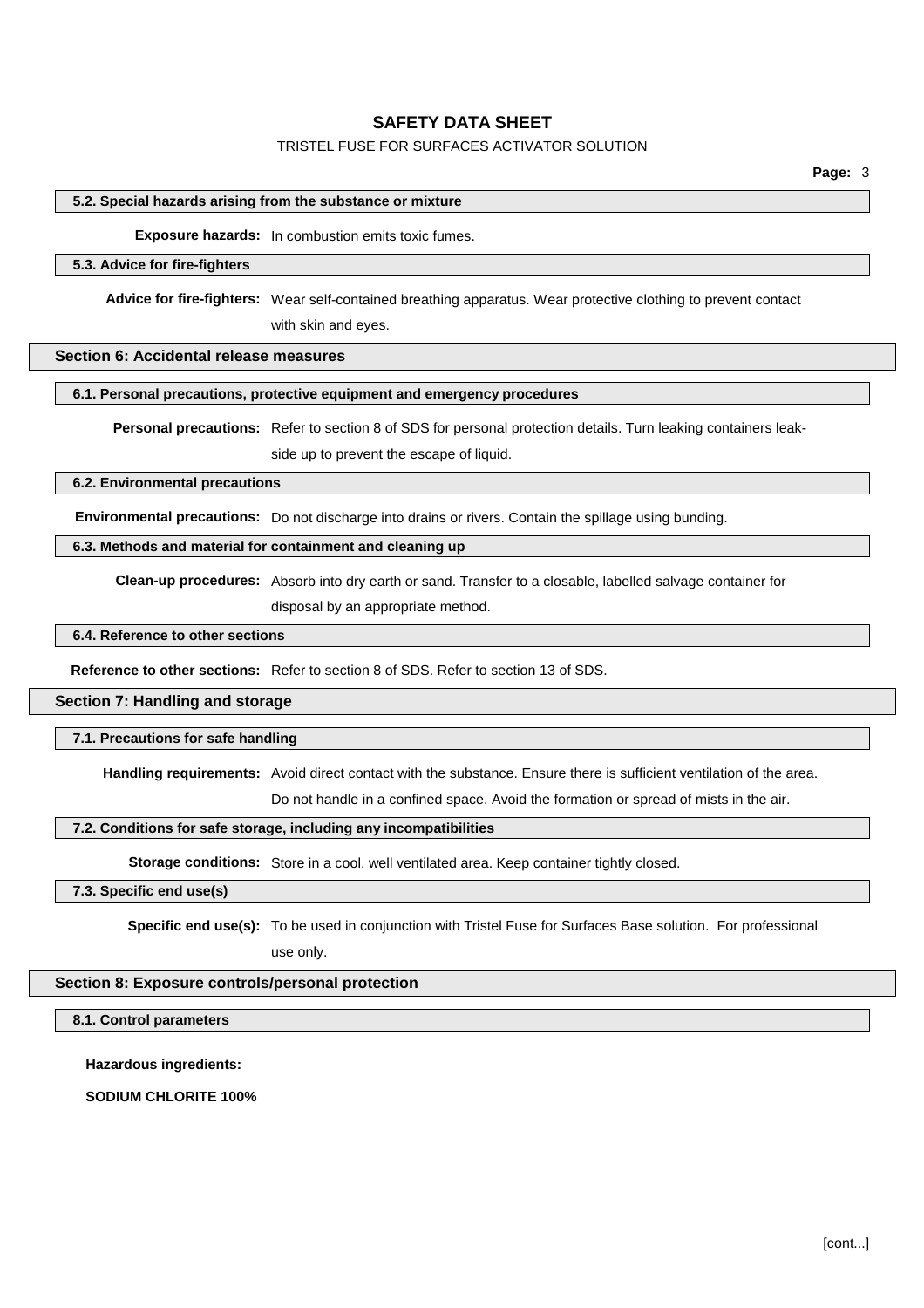### 5.2. Special hazards arising from the substance or mixture

**Exposure hazards:** In combustion emits toxic fumes.

### 5.3. Advice for fire-fighters

**Advice for fire-fighters:** Wear self-contained breathing apparatus. Wear protective clothing to prevent contact with skin and eyes.

## Section 6: Accidental release measures

### 6.1. Personal precautions, protective equipment and emergency procedures

**Personal precautions:** Refer to section 8 of SDS for personal protection details. Turn leaking containers leak-side up to prevent the escape of liquid.

### 6.2. Environmental precautions

**Environmental precautions:** Do not discharge into drains or rivers. Contain the spillage using bunding.

### 6.3. Methods and material for containment and cleaning up

**Clean-up procedures:** Absorb into dry earth or sand. Transfer to a closable, labelled salvage container for disposal by an appropriate method.

### 6.4. Reference to other sections

**Reference to other sections:** Refer to section 8 of SDS. Refer to section 13 of SDS.

## Section 7: Handling and storage

### 7.1. Precautions for safe handling

**Handling requirements:** Avoid direct contact with the substance. Ensure there is sufficient ventilation of the area. Do not handle in a confined space. Avoid the formation or spread of mists in the air.

### 7.2. Conditions for safe storage, including any incompatibilities

**Storage conditions:** Store in a cool, well ventilated area. Keep container tightly closed.

### 7.3. Specific end use(s)

**Specific end use(s):** To be used in conjunction with Tristel Fuse for Surfaces Base solution. For professional use only.

## Section 8: Exposure controls/personal protection

### 8.1. Control parameters

**Hazardous ingredients:**

**SODIUM CHLORITE 100%**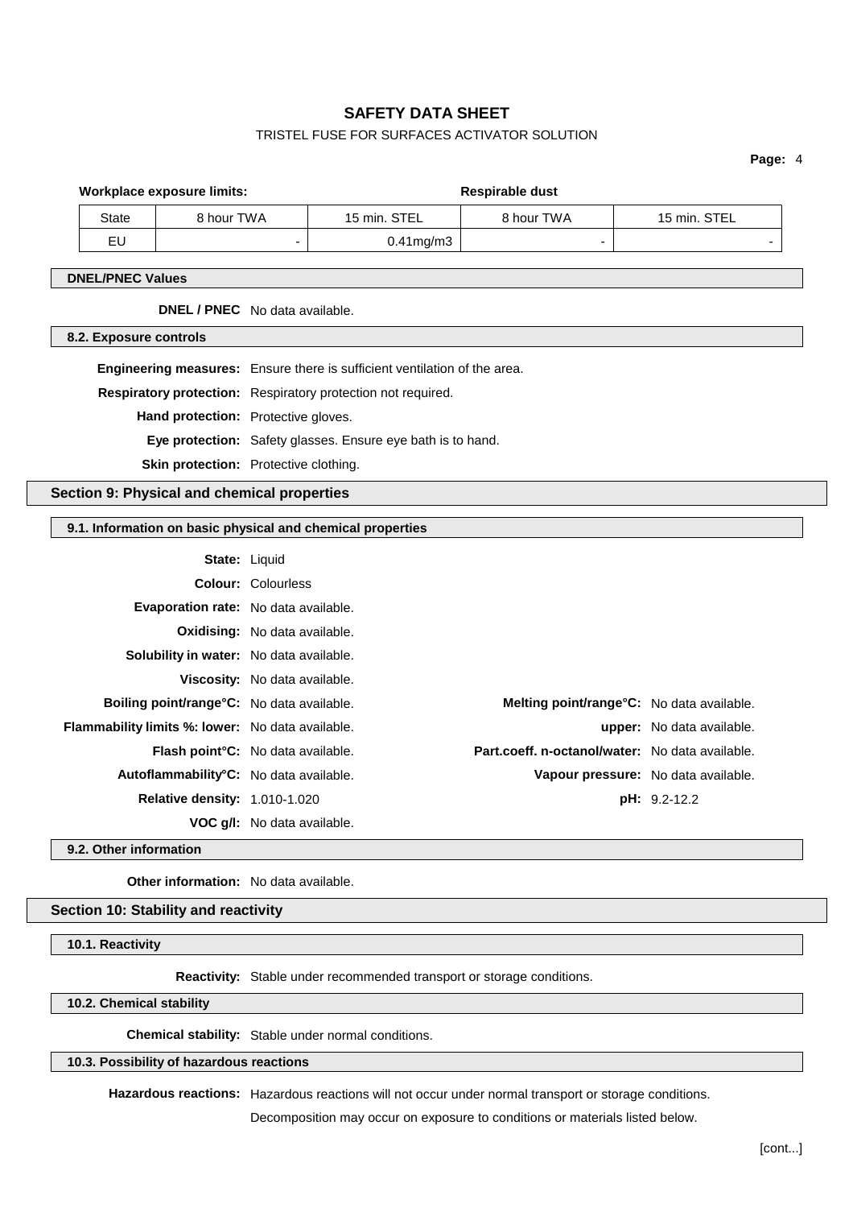**Workplace exposure limits:** **Respirable dust**

| State | 8 hour TWA | 15 min. STEL | 8 hour TWA | 15 min. STEL |
|---|---|---|---|---|
| EU | - | 0.41mg/m3 | - | - |

### DNEL/PNEC Values

**DNEL / PNEC** No data available.

### 8.2. Exposure controls

**Engineering measures:** Ensure there is sufficient ventilation of the area.

**Respiratory protection:** Respiratory protection not required.

**Hand protection:** Protective gloves.

**Eye protection:** Safety glasses. Ensure eye bath is to hand.

**Skin protection:** Protective clothing.

## Section 9: Physical and chemical properties

### 9.1. Information on basic physical and chemical properties

**State:** Liquid

**Colour:** Colourless

**Evaporation rate:** No data available.

**Oxidising:** No data available.

**Solubility in water:** No data available.

**Viscosity:** No data available.

**Boiling point/range°C:** No data available.

**Melting point/range°C:** No data available.

**Flammability limits %: lower:** No data available.

**upper:** No data available.

**Flash point°C:** No data available.

**Part.coeff. n-octanol/water:** No data available.

**Autoflammability°C:** No data available.

**Vapour pressure:** No data available.

**Relative density:** 1.010-1.020

**pH:** 9.2-12.2

**VOC g/l:** No data available.

### 9.2. Other information

**Other information:** No data available.

## Section 10: Stability and reactivity

### 10.1. Reactivity

**Reactivity:** Stable under recommended transport or storage conditions.

### 10.2. Chemical stability

**Chemical stability:** Stable under normal conditions.

### 10.3. Possibility of hazardous reactions

**Hazardous reactions:** Hazardous reactions will not occur under normal transport or storage conditions.

Decomposition may occur on exposure to conditions or materials listed below.

[cont...]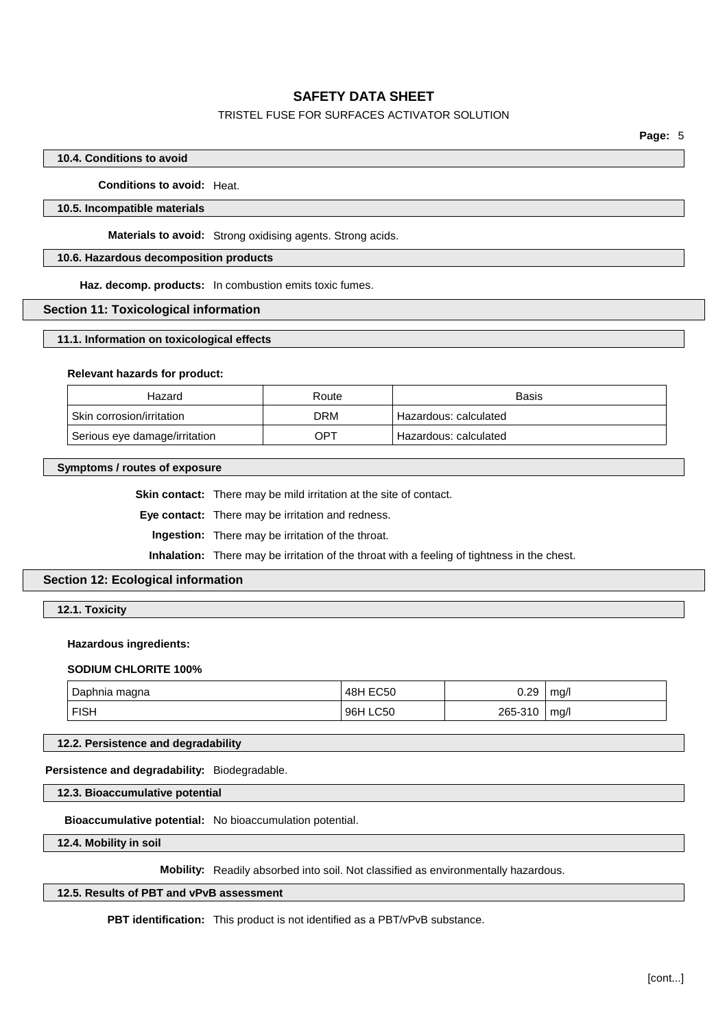### 10.4. Conditions to avoid

**Conditions to avoid:** Heat.

### 10.5. Incompatible materials

**Materials to avoid:** Strong oxidising agents. Strong acids.

### 10.6. Hazardous decomposition products

**Haz. decomp. products:** In combustion emits toxic fumes.

## Section 11: Toxicological information

### 11.1. Information on toxicological effects

**Relevant hazards for product:**

| Hazard | Route | Basis |
|---|---|---|
| Skin corrosion/irritation | DRM | Hazardous: calculated |
| Serious eye damage/irritation | OPT | Hazardous: calculated |

### Symptoms / routes of exposure

**Skin contact:** There may be mild irritation at the site of contact.

**Eye contact:** There may be irritation and redness.

**Ingestion:** There may be irritation of the throat.

**Inhalation:** There may be irritation of the throat with a feeling of tightness in the chest.

## Section 12: Ecological information

### 12.1. Toxicity

**Hazardous ingredients:**

**SODIUM CHLORITE 100%**

| | | | |
|---|---|---|---|
| Daphnia magna | 48H EC50 | 0.29 | mg/l |
| FISH | 96H LC50 | 265-310 | mg/l |

### 12.2. Persistence and degradability

**Persistence and degradability:** Biodegradable.

### 12.3. Bioaccumulative potential

**Bioaccumulative potential:** No bioaccumulation potential.

### 12.4. Mobility in soil

**Mobility:** Readily absorbed into soil. Not classified as environmentally hazardous.

### 12.5. Results of PBT and vPvB assessment

**PBT identification:** This product is not identified as a PBT/vPvB substance.

[cont...]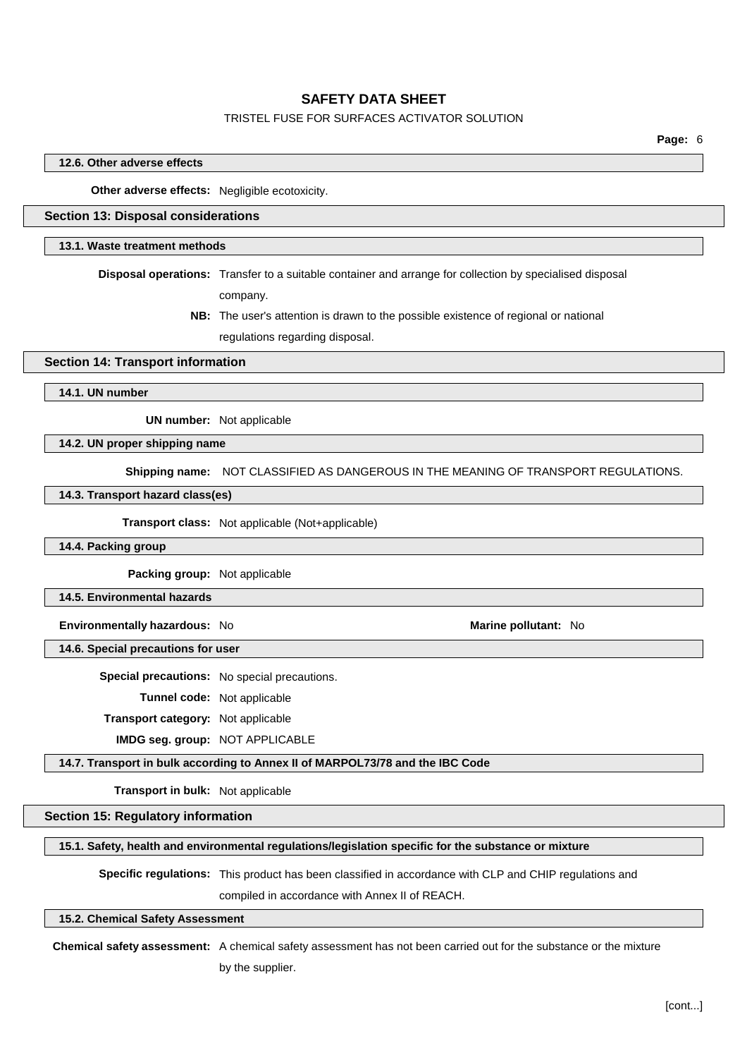### 12.6. Other adverse effects

**Other adverse effects:** Negligible ecotoxicity.

## Section 13: Disposal considerations

### 13.1. Waste treatment methods

**Disposal operations:** Transfer to a suitable container and arrange for collection by specialised disposal company.

**NB:** The user's attention is drawn to the possible existence of regional or national regulations regarding disposal.

## Section 14: Transport information

### 14.1. UN number

**UN number:** Not applicable

### 14.2. UN proper shipping name

**Shipping name:** NOT CLASSIFIED AS DANGEROUS IN THE MEANING OF TRANSPORT REGULATIONS.

### 14.3. Transport hazard class(es)

**Transport class:** Not applicable (Not+applicable)

### 14.4. Packing group

**Packing group:** Not applicable

### 14.5. Environmental hazards

**Environmentally hazardous:** No

**Marine pollutant:** No

### 14.6. Special precautions for user

**Special precautions:** No special precautions.

**Tunnel code:** Not applicable

**Transport category:** Not applicable

**IMDG seg. group:** NOT APPLICABLE

### 14.7. Transport in bulk according to Annex II of MARPOL73/78 and the IBC Code

**Transport in bulk:** Not applicable

## Section 15: Regulatory information

### 15.1. Safety, health and environmental regulations/legislation specific for the substance or mixture

**Specific regulations:** This product has been classified in accordance with CLP and CHIP regulations and compiled in accordance with Annex II of REACH.

### 15.2. Chemical Safety Assessment

**Chemical safety assessment:** A chemical safety assessment has not been carried out for the substance or the mixture by the supplier.

[cont...]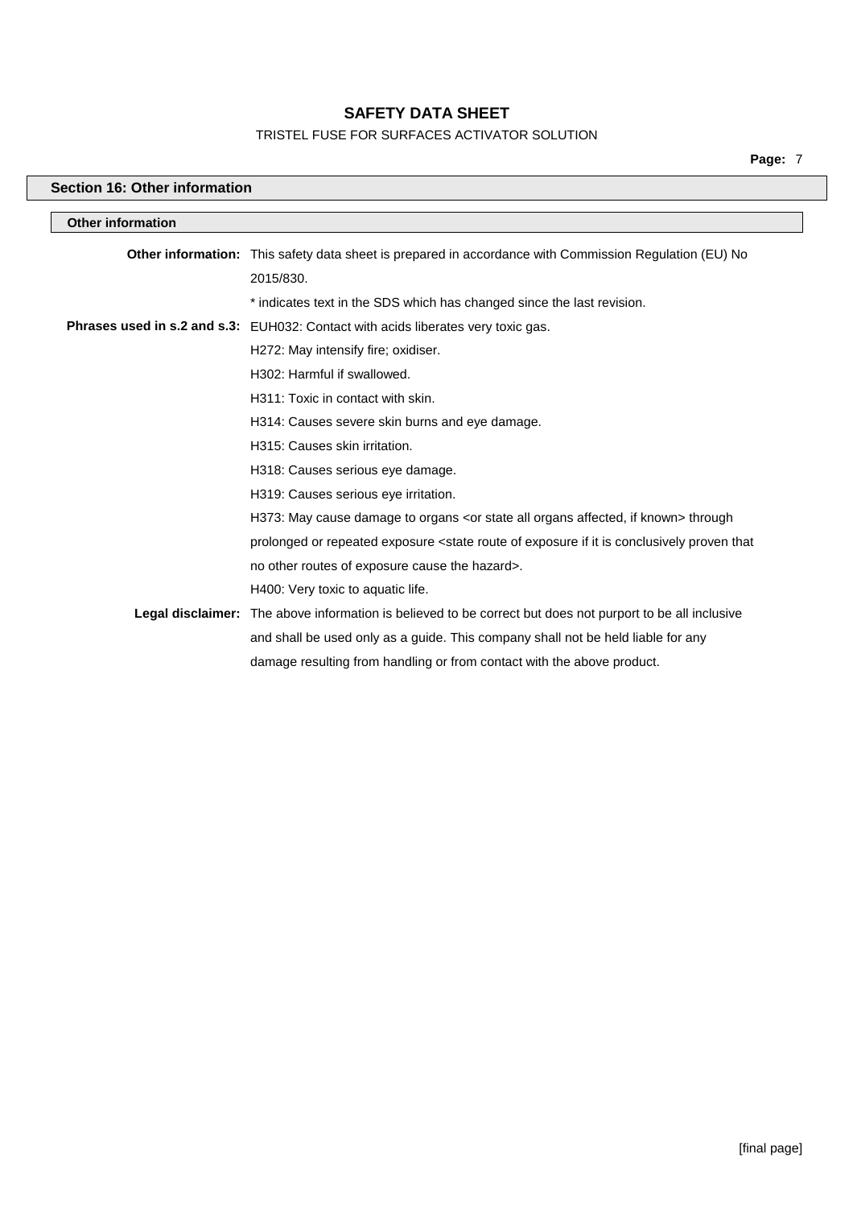## Section 16: Other information

### Other information

**Other information:** This safety data sheet is prepared in accordance with Commission Regulation (EU) No 2015/830.

* indicates text in the SDS which has changed since the last revision.

**Phrases used in s.2 and s.3:** EUH032: Contact with acids liberates very toxic gas.

H272: May intensify fire; oxidiser.

H302: Harmful if swallowed.

H311: Toxic in contact with skin.

H314: Causes severe skin burns and eye damage.

H315: Causes skin irritation.

H318: Causes serious eye damage.

H319: Causes serious eye irritation.

H373: May cause damage to organs <or state all organs affected, if known> through prolonged or repeated exposure <state route of exposure if it is conclusively proven that no other routes of exposure cause the hazard>.

H400: Very toxic to aquatic life.

**Legal disclaimer:** The above information is believed to be correct but does not purport to be all inclusive and shall be used only as a guide. This company shall not be held liable for any damage resulting from handling or from contact with the above product.

[final page]